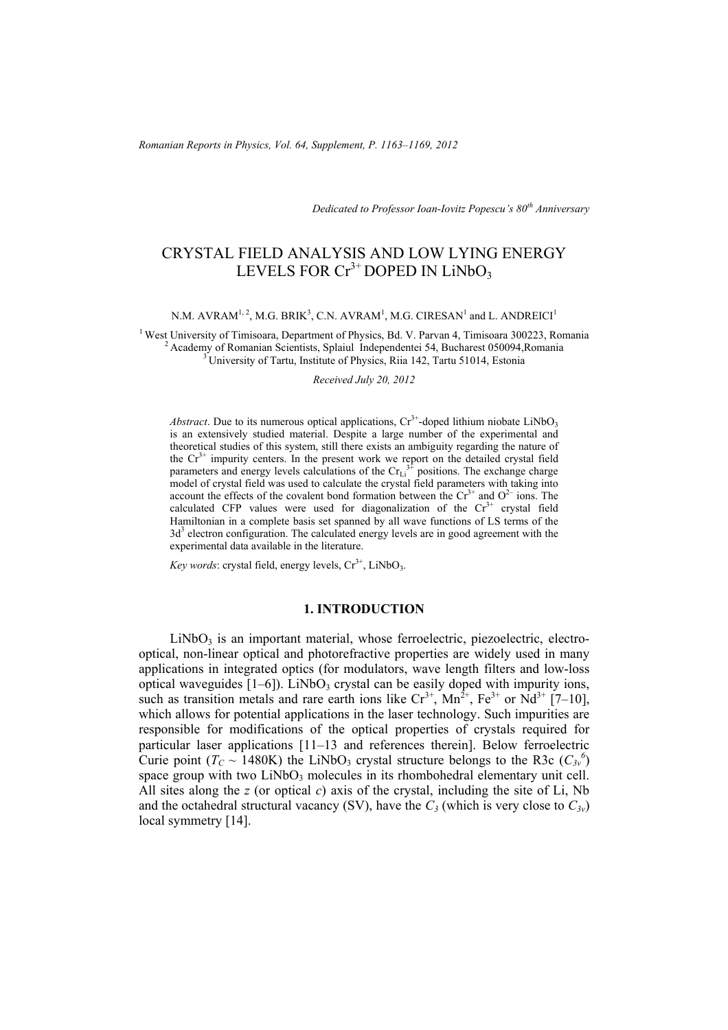*Dedicated to Professor Ioan-Iovitz Popescu's 80th Anniversary*

# CRYSTAL FIELD ANALYSIS AND LOW LYING ENERGY LEVELS FOR $Cr^{3+}$ DOPED IN $LiNbO_3$

N.M. AVRAM[1, 2], M.G. BRIK[3], C.N. AVRAM[1], M.G. CIRESAN[1] and L. ANDREICI[1]

[1] West University of Timisoara, Department of Physics, Bd. V. Parvan 4, Timisoara 300223, Romania
[2] Academy of Romanian Scientists, Splaiul Independentei 54, Bucharest 050094,Romania
[3] University of Tartu, Institute of Physics, Riia 142, Tartu 51014, Estonia

*Received July 20, 2012*

*Abstract*. Due to its numerous optical applications, $Cr^{3+}$-doped lithium niobate $LiNbO_3$ is an extensively studied material. Despite a large number of the experimental and theoretical studies of this system, still there exists an ambiguity regarding the nature of the $Cr^{3+}$ impurity centers. In the present work we report on the detailed crystal field parameters and energy levels calculations of the $Cr_{Li}^{3+}$ positions. The exchange charge model of crystal field was used to calculate the crystal field parameters with taking into account the effects of the covalent bond formation between the $Cr^{3+}$ and $O^{2-}$ ions. The calculated CFP values were used for diagonalization of the $Cr^{3+}$ crystal field Hamiltonian in a complete basis set spanned by all wave functions of LS terms of the $3d^3$ electron configuration. The calculated energy levels are in good agreement with the experimental data available in the literature.

*Key words*: crystal field, energy levels, $Cr^{3+}$, $LiNbO_3$.

## 1. INTRODUCTION

$LiNbO_3$ is an important material, whose ferroelectric, piezoelectric, electro-optical, non-linear optical and photorefractive properties are widely used in many applications in integrated optics (for modulators, wave length filters and low-loss optical waveguides [1–6]). $LiNbO_3$ crystal can be easily doped with impurity ions, such as transition metals and rare earth ions like $Cr^{3+}$, $Mn^{2+}$, $Fe^{3+}$ or $Nd^{3+}$ [7–10], which allows for potential applications in the laser technology. Such impurities are responsible for modifications of the optical properties of crystals required for particular laser applications [11–13 and references therein]. Below ferroelectric Curie point ($T_C \sim 1480$K) the $LiNbO_3$ crystal structure belongs to the R3c ($C_{3v}^6$) space group with two $LiNbO_3$ molecules in its rhombohedral elementary unit cell. All sites along the $z$ (or optical $c$) axis of the crystal, including the site of Li, Nb and the octahedral structural vacancy (SV), have the $C_3$ (which is very close to $C_{3v}$) local symmetry [14].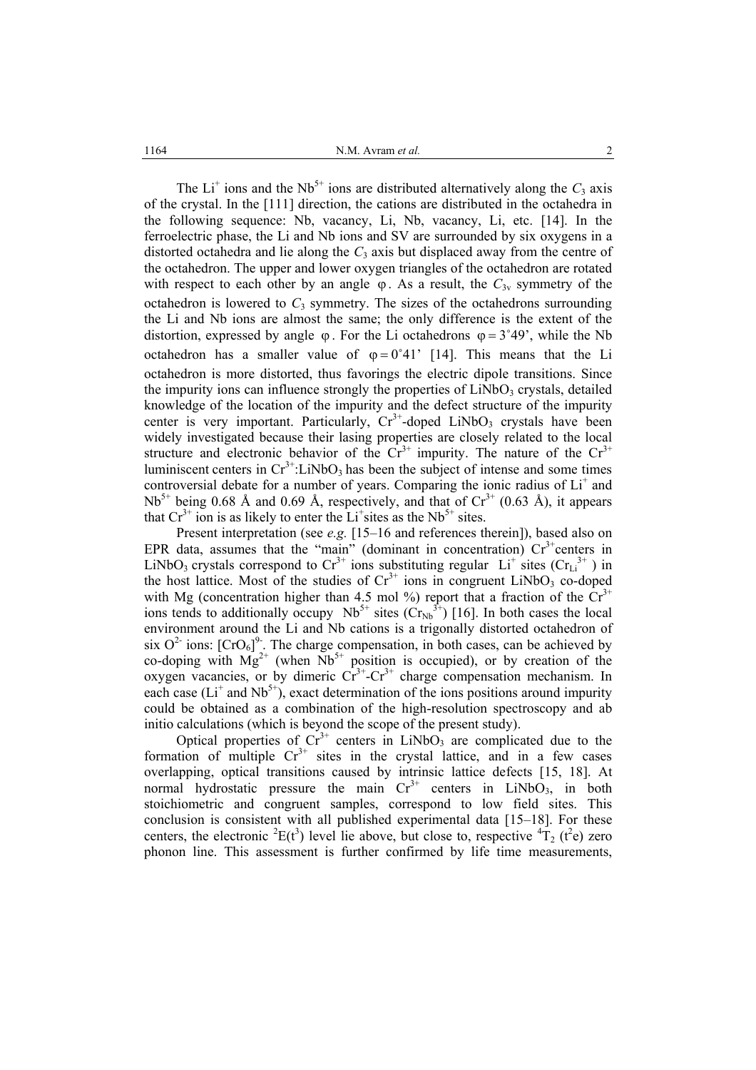The $Li^+$ ions and the $Nb^{5+}$ ions are distributed alternatively along the $C_3$ axis of the crystal. In the [111] direction, the cations are distributed in the octahedra in the following sequence: Nb, vacancy, Li, Nb, vacancy, Li, etc. [14]. In the ferroelectric phase, the Li and Nb ions and SV are surrounded by six oxygens in a distorted octahedra and lie along the $C_3$ axis but displaced away from the centre of the octahedron. The upper and lower oxygen triangles of the octahedron are rotated with respect to each other by an angle $\varphi$. As a result, the $C_{3v}$ symmetry of the octahedron is lowered to $C_3$ symmetry. The sizes of the octahedrons surrounding the Li and Nb ions are almost the same; the only difference is the extent of the distortion, expressed by angle $\varphi$. For the Li octahedrons $\varphi = 3°49'$, while the Nb octahedron has a smaller value of $\varphi = 0°41'$ [14]. This means that the Li octahedron is more distorted, thus favorings the electric dipole transitions. Since the impurity ions can influence strongly the properties of $LiNbO_3$ crystals, detailed knowledge of the location of the impurity and the defect structure of the impurity center is very important. Particularly, $Cr^{3+}$-doped $LiNbO_3$ crystals have been widely investigated because their lasing properties are closely related to the local structure and electronic behavior of the $Cr^{3+}$ impurity. The nature of the $Cr^{3+}$ luminiscent centers in $Cr^{3+}$:$LiNbO_3$ has been the subject of intense and some times controversial debate for a number of years. Comparing the ionic radius of $Li^+$ and $Nb^{5+}$ being 0.68 Å and 0.69 Å, respectively, and that of $Cr^{3+}$ (0.63 Å), it appears that $Cr^{3+}$ ion is as likely to enter the $Li^+$sites as the $Nb^{5+}$ sites.

Present interpretation (see *e.g.* [15–16 and references therein]), based also on EPR data, assumes that the "main" (dominant in concentration) $Cr^{3+}$centers in $LiNbO_3$ crystals correspond to $Cr^{3+}$ ions substituting regular $Li^+$ sites ($Cr_{Li}^{3+}$) in the host lattice. Most of the studies of $Cr^{3+}$ ions in congruent $LiNbO_3$ co-doped with Mg (concentration higher than 4.5 mol %) report that a fraction of the $Cr^{3+}$ ions tends to additionally occupy $Nb^{5+}$ sites ($Cr_{Nb}^{3+}$) [16]. In both cases the local environment around the Li and Nb cations is a trigonally distorted octahedron of six $O^{2-}$ ions: $[CrO_6]^{9-}$. The charge compensation, in both cases, can be achieved by co-doping with $Mg^{2+}$ (when $Nb^{5+}$ position is occupied), or by creation of the oxygen vacancies, or by dimeric $Cr^{3+}$-$Cr^{3+}$ charge compensation mechanism. In each case ($Li^+$ and $Nb^{5+}$), exact determination of the ions positions around impurity could be obtained as a combination of the high-resolution spectroscopy and ab initio calculations (which is beyond the scope of the present study).

Optical properties of $Cr^{3+}$ centers in $LiNbO_3$ are complicated due to the formation of multiple $Cr^{3+}$ sites in the crystal lattice, and in a few cases overlapping, optical transitions caused by intrinsic lattice defects [15, 18]. At normal hydrostatic pressure the main $Cr^{3+}$ centers in $LiNbO_3$, in both stoichiometric and congruent samples, correspond to low field sites. This conclusion is consistent with all published experimental data [15–18]. For these centers, the electronic $^2E(t^3)$ level lie above, but close to, respective $^4T_2$ ($t^2e$) zero phonon line. This assessment is further confirmed by life time measurements,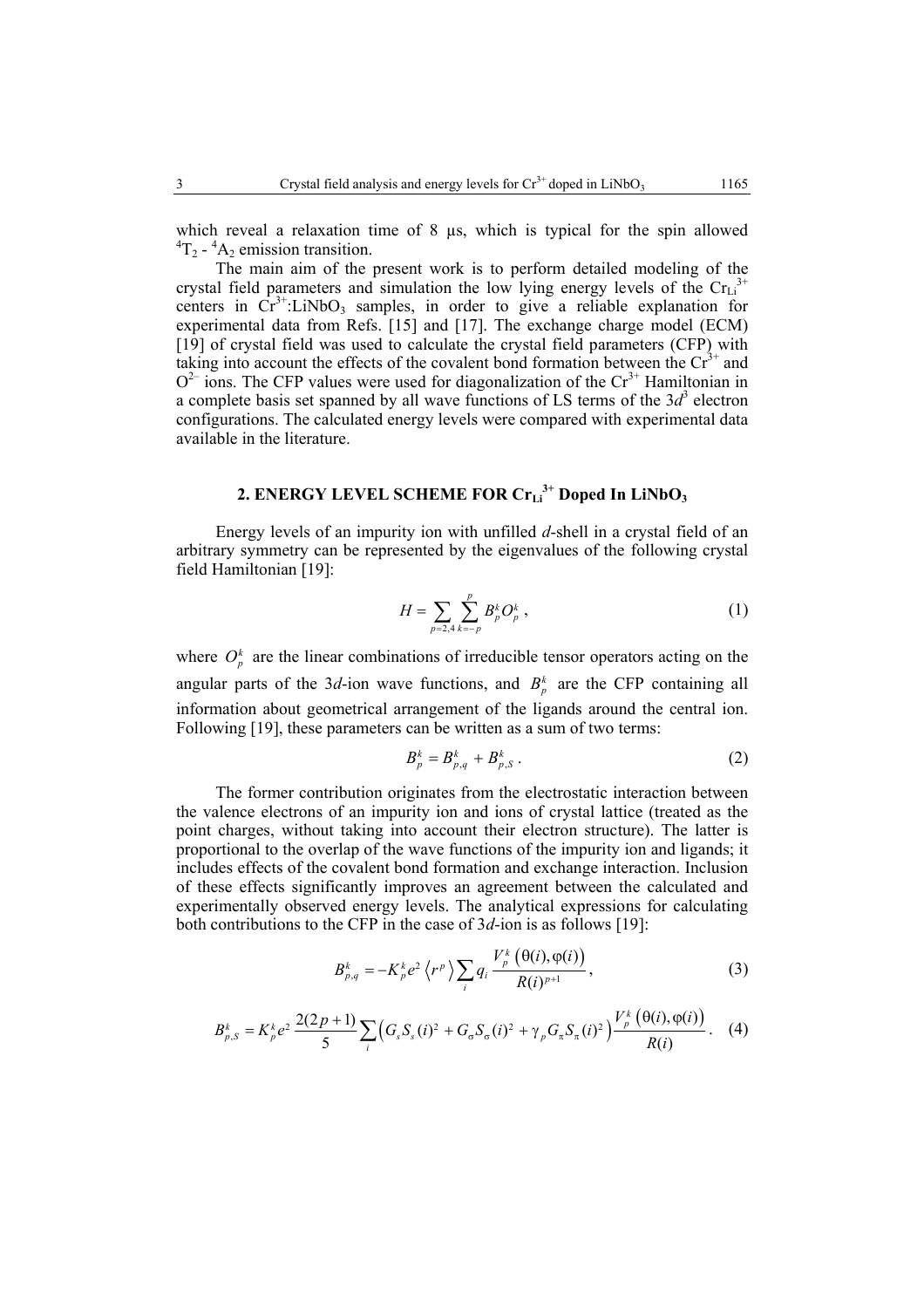which reveal a relaxation time of 8 μs, which is typical for the spin allowed $^4T_2$ - $^4A_2$ emission transition.

The main aim of the present work is to perform detailed modeling of the crystal field parameters and simulation the low lying energy levels of the $Cr_{Li}^{3+}$ centers in $Cr^{3+}$:$LiNbO_3$ samples, in order to give a reliable explanation for experimental data from Refs. [15] and [17]. The exchange charge model (ECM) [19] of crystal field was used to calculate the crystal field parameters (CFP) with taking into account the effects of the covalent bond formation between the $Cr^{3+}$ and $O^{2-}$ ions. The CFP values were used for diagonalization of the $Cr^{3+}$ Hamiltonian in a complete basis set spanned by all wave functions of LS terms of the $3d^3$ electron configurations. The calculated energy levels were compared with experimental data available in the literature.

## 2. ENERGY LEVEL SCHEME FOR $Cr_{Li}^{3+}$ Doped In $LiNbO_3$

Energy levels of an impurity ion with unfilled *d*-shell in a crystal field of an arbitrary symmetry can be represented by the eigenvalues of the following crystal field Hamiltonian [19]:

$$H = \sum_{p=2,4} \sum_{k=-p}^{p} B_p^k O_p^k , \tag{1}$$

where $O_p^k$ are the linear combinations of irreducible tensor operators acting on the angular parts of the 3*d*-ion wave functions, and $B_p^k$ are the CFP containing all information about geometrical arrangement of the ligands around the central ion. Following [19], these parameters can be written as a sum of two terms:

$$B_p^k = B_{p,q}^k + B_{p,S}^k . \tag{2}$$

The former contribution originates from the electrostatic interaction between the valence electrons of an impurity ion and ions of crystal lattice (treated as the point charges, without taking into account their electron structure). The latter is proportional to the overlap of the wave functions of the impurity ion and ligands; it includes effects of the covalent bond formation and exchange interaction. Inclusion of these effects significantly improves an agreement between the calculated and experimentally observed energy levels. The analytical expressions for calculating both contributions to the CFP in the case of 3*d*-ion is as follows [19]:

$$B_{p,q}^k = -K_p^k e^2 \langle r^p \rangle \sum_i q_i \frac{V_p^k\left(\theta(i), \varphi(i)\right)}{R(i)^{p+1}} , \tag{3}$$

$$B_{p,S}^k = K_p^k e^2 \frac{2(2p+1)}{5} \sum_i \left( G_s S_s(i)^2 + G_\sigma S_\sigma(i)^2 + \gamma_p G_\pi S_\pi(i)^2 \right) \frac{V_p^k\left(\theta(i), \varphi(i)\right)}{R(i)} . \tag{4}$$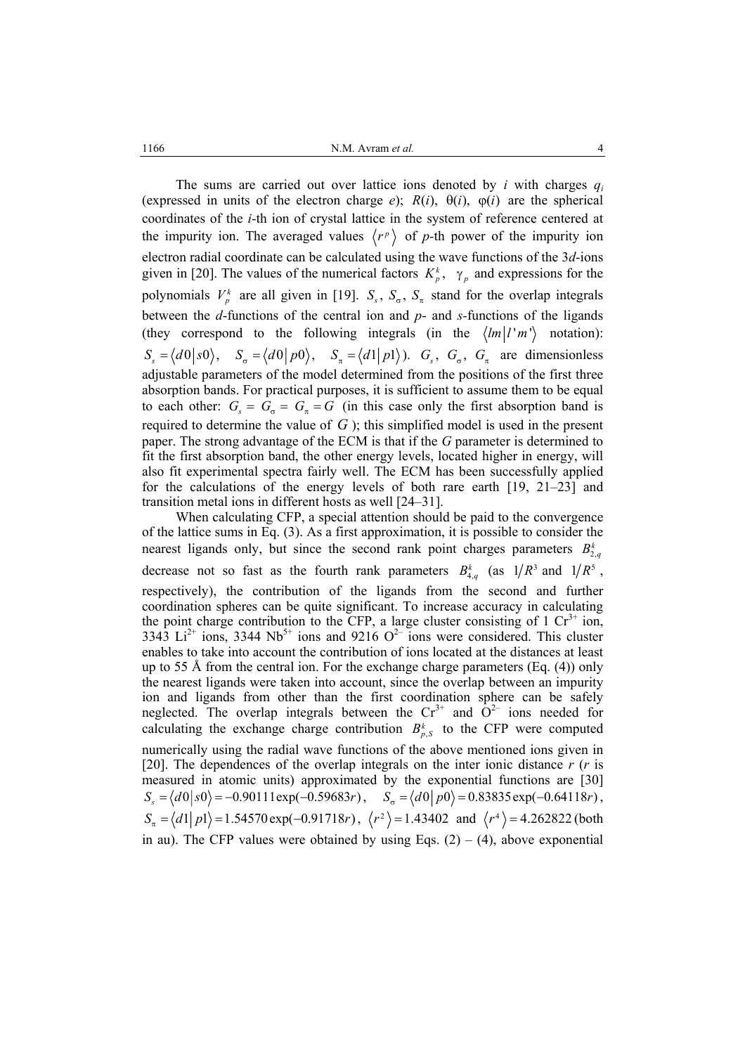The sums are carried out over lattice ions denoted by $i$ with charges $q_i$ (expressed in units of the electron charge $e$); $R(i)$, $\theta(i)$, $\varphi(i)$ are the spherical coordinates of the $i$-th ion of crystal lattice in the system of reference centered at the impurity ion. The averaged values $\langle r^p \rangle$ of $p$-th power of the impurity ion electron radial coordinate can be calculated using the wave functions of the 3$d$-ions given in [20]. The values of the numerical factors $K_p^k$, $\gamma_p$ and expressions for the polynomials $V_p^k$ are all given in [19]. $S_s$, $S_\sigma$, $S_\pi$ stand for the overlap integrals between the $d$-functions of the central ion and $p$- and $s$-functions of the ligands (they correspond to the following integrals (in the $\langle lm | l'm' \rangle$ notation): $S_s = \langle d0 | s0 \rangle$, $S_\sigma = \langle d0 | p0 \rangle$, $S_\pi = \langle d1 | p1 \rangle$). $G_s$, $G_\sigma$, $G_\pi$ are dimensionless adjustable parameters of the model determined from the positions of the first three absorption bands. For practical purposes, it is sufficient to assume them to be equal to each other: $G_s = G_\sigma = G_\pi = G$ (in this case only the first absorption band is required to determine the value of $G$); this simplified model is used in the present paper. The strong advantage of the ECM is that if the $G$ parameter is determined to fit the first absorption band, the other energy levels, located higher in energy, will also fit experimental spectra fairly well. The ECM has been successfully applied for the calculations of the energy levels of both rare earth [19, 21–23] and transition metal ions in different hosts as well [24–31].

When calculating CFP, a special attention should be paid to the convergence of the lattice sums in Eq. (3). As a first approximation, it is possible to consider the nearest ligands only, but since the second rank point charges parameters $B_{2,q}^k$ decrease not so fast as the fourth rank parameters $B_{4,q}^k$ (as $1/R^3$ and $1/R^5$, respectively), the contribution of the ligands from the second and further coordination spheres can be quite significant. To increase accuracy in calculating the point charge contribution to the CFP, a large cluster consisting of 1 $Cr^{3+}$ ion, 3343 $Li^{2+}$ ions, 3344 $Nb^{5+}$ ions and 9216 $O^{2-}$ ions were considered. This cluster enables to take into account the contribution of ions located at the distances at least up to 55 Å from the central ion. For the exchange charge parameters (Eq. (4)) only the nearest ligands were taken into account, since the overlap between an impurity ion and ligands from other than the first coordination sphere can be safely neglected. The overlap integrals between the $Cr^{3+}$ and $O^{2-}$ ions needed for calculating the exchange charge contribution $B_{p,S}^k$ to the CFP were computed numerically using the radial wave functions of the above mentioned ions given in [20]. The dependences of the overlap integrals on the inter ionic distance $r$ ($r$ is measured in atomic units) approximated by the exponential functions are [30] $S_s = \langle d0 | s0 \rangle = -0.90111 \exp(-0.59683r)$, $S_\sigma = \langle d0 | p0 \rangle = 0.83835 \exp(-0.64118r)$, $S_\pi = \langle d1 | p1 \rangle = 1.54570 \exp(-0.91718r)$, $\langle r^2 \rangle = 1.43402$ and $\langle r^4 \rangle = 4.262822$ (both in au). The CFP values were obtained by using Eqs. (2) – (4), above exponential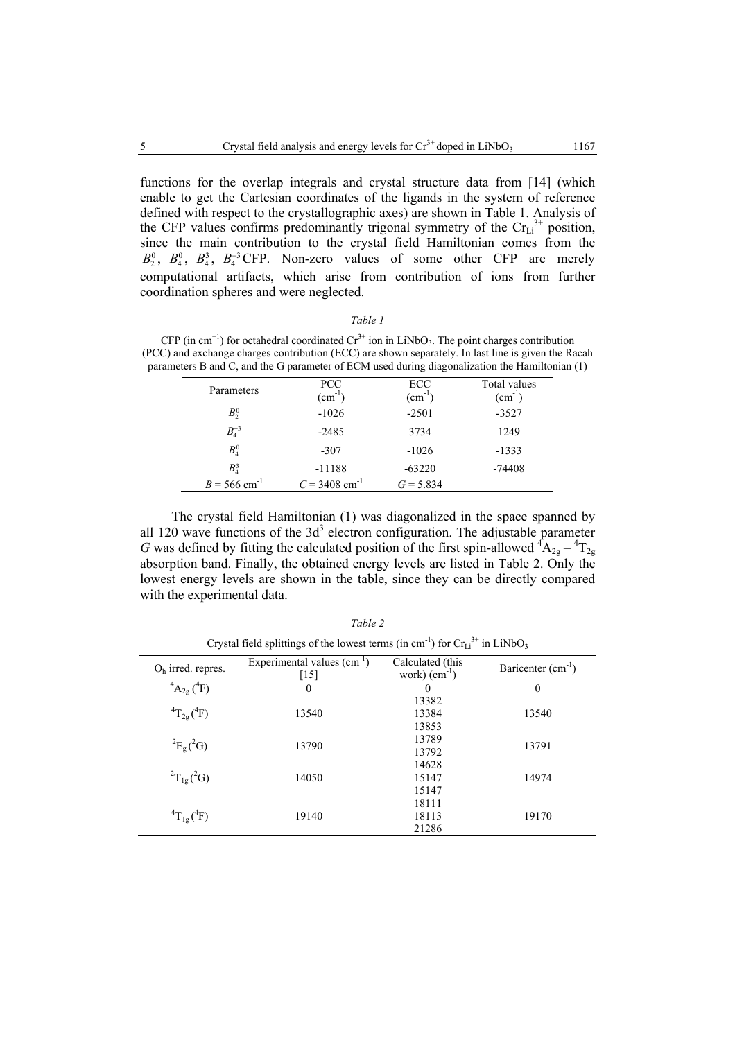functions for the overlap integrals and crystal structure data from [14] (which enable to get the Cartesian coordinates of the ligands in the system of reference defined with respect to the crystallographic axes) are shown in Table 1. Analysis of the CFP values confirms predominantly trigonal symmetry of the $Cr_{Li}^{3+}$ position, since the main contribution to the crystal field Hamiltonian comes from the $B_2^0$, $B_4^0$, $B_4^3$, $B_4^{-3}$ CFP. Non-zero values of some other CFP are merely computational artifacts, which arise from contribution of ions from further coordination spheres and were neglected.

*Table 1*

CFP (in cm$^{-1}$) for octahedral coordinated $Cr^{3+}$ ion in $LiNbO_3$. The point charges contribution (PCC) and exchange charges contribution (ECC) are shown separately. In last line is given the Racah parameters B and C, and the G parameter of ECM used during diagonalization the Hamiltonian (1)

| Parameters | PCC (cm$^{-1}$) | ECC (cm$^{-1}$) | Total values (cm$^{-1}$) |
|---|---|---|---|
| $B_2^0$ | -1026 | -2501 | -3527 |
| $B_4^{-3}$ | -2485 | 3734 | 1249 |
| $B_4^0$ | -307 | -1026 | -1333 |
| $B_4^3$ | -11188 | -63220 | -74408 |
| $B$ = 566 cm$^{-1}$ | $C$ = 3408 cm$^{-1}$ | $G$ = 5.834 | |

The crystal field Hamiltonian (1) was diagonalized in the space spanned by all 120 wave functions of the $3d^3$ electron configuration. The adjustable parameter $G$ was defined by fitting the calculated position of the first spin-allowed $^4A_{2g}$ – $^4T_{2g}$ absorption band. Finally, the obtained energy levels are listed in Table 2. Only the lowest energy levels are shown in the table, since they can be directly compared with the experimental data.

*Table 2*

Crystal field splittings of the lowest terms (in cm$^{-1}$) for $Cr_{Li}^{3+}$ in $LiNbO_3$

| $O_h$ irred. repres. | Experimental values (cm$^{-1}$) [15] | Calculated (this work) (cm$^{-1}$) | Baricenter (cm$^{-1}$) |
|---|---|---|---|
| $^4A_{2g}$ ($^4F$) | 0 | 0 | 0 |
| $^4T_{2g}$ ($^4F$) | 13540 | 13382<br>13384<br>13853 | 13540 |
| $^2E_g$ ($^2G$) | 13790 | 13789<br>13792 | 13791 |
| $^2T_{1g}$ ($^2G$) | 14050 | 14628<br>15147<br>15147 | 14974 |
| $^4T_{1g}$ ($^4F$) | 19140 | 18111<br>18113<br>21286 | 19170 |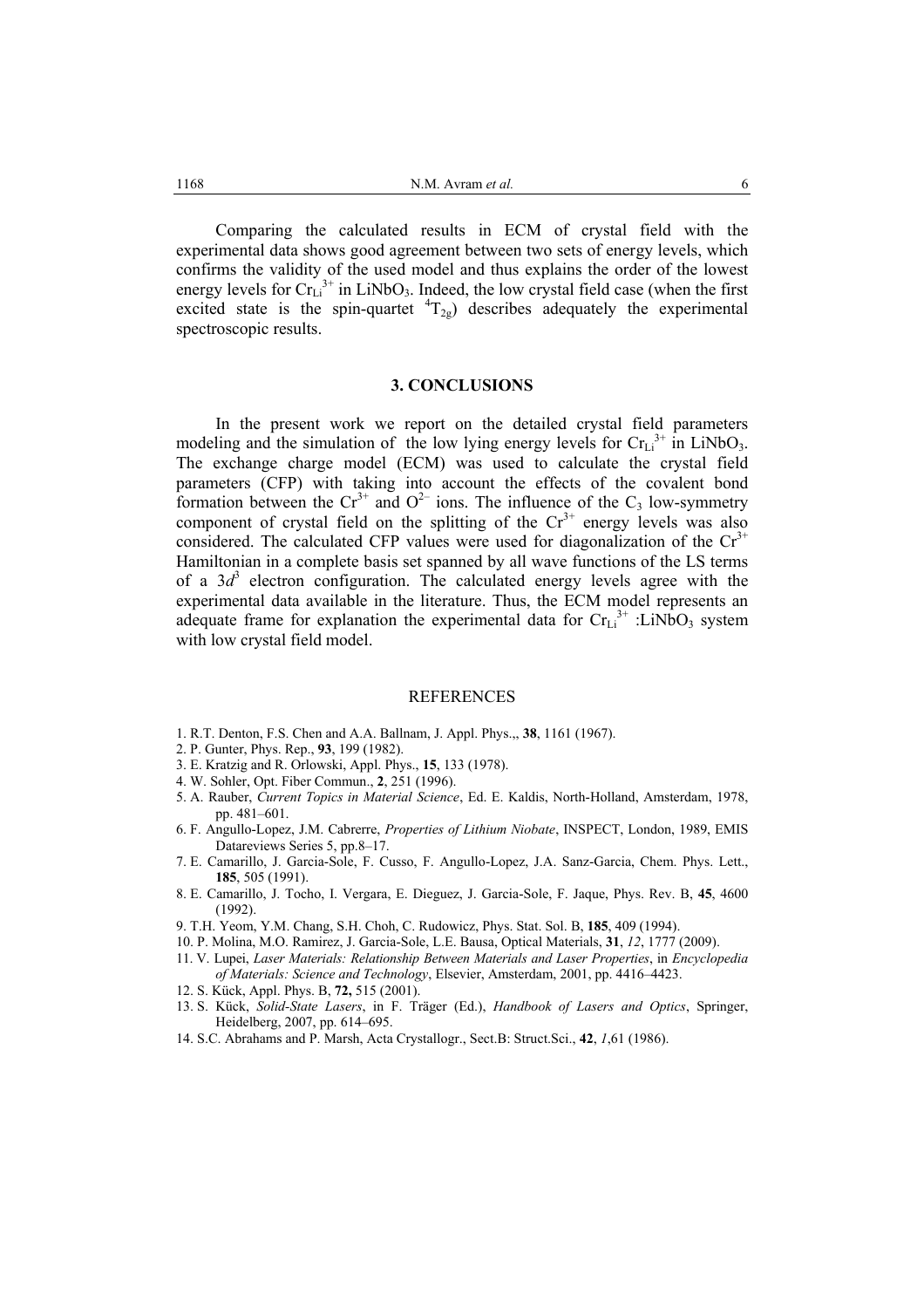Comparing the calculated results in ECM of crystal field with the experimental data shows good agreement between two sets of energy levels, which confirms the validity of the used model and thus explains the order of the lowest energy levels for $Cr_{Li}^{3+}$ in $LiNbO_3$. Indeed, the low crystal field case (when the first excited state is the spin-quartet $^4T_{2g}$) describes adequately the experimental spectroscopic results.

## 3. CONCLUSIONS

In the present work we report on the detailed crystal field parameters modeling and the simulation of the low lying energy levels for $Cr_{Li}^{3+}$ in $LiNbO_3$. The exchange charge model (ECM) was used to calculate the crystal field parameters (CFP) with taking into account the effects of the covalent bond formation between the $Cr^{3+}$ and $O^{2-}$ ions. The influence of the $C_3$ low-symmetry component of crystal field on the splitting of the $Cr^{3+}$ energy levels was also considered. The calculated CFP values were used for diagonalization of the $Cr^{3+}$ Hamiltonian in a complete basis set spanned by all wave functions of the LS terms of a $3d^3$ electron configuration. The calculated energy levels agree with the experimental data available in the literature. Thus, the ECM model represents an adequate frame for explanation the experimental data for $Cr_{Li}^{3+}$ :$LiNbO_3$ system with low crystal field model.

## REFERENCES

1. R.T. Denton, F.S. Chen and A.A. Ballnam, J. Appl. Phys.,, **38**, 1161 (1967).
2. P. Gunter, Phys. Rep., **93**, 199 (1982).
3. E. Kratzig and R. Orlowski, Appl. Phys., **15**, 133 (1978).
4. W. Sohler, Opt. Fiber Commun., **2**, 251 (1996).
5. A. Rauber, *Current Topics in Material Science*, Ed. E. Kaldis, North-Holland, Amsterdam, 1978, pp. 481–601.
6. F. Angullo-Lopez, J.M. Cabrerre, *Properties of Lithium Niobate*, INSPECT, London, 1989, EMIS Datareviews Series 5, pp.8–17.
7. E. Camarillo, J. Garcia-Sole, F. Cusso, F. Angullo-Lopez, J.A. Sanz-Garcia, Chem. Phys. Lett., **185**, 505 (1991).
8. E. Camarillo, J. Tocho, I. Vergara, E. Dieguez, J. Garcia-Sole, F. Jaque, Phys. Rev. B, **45**, 4600 (1992).
9. T.H. Yeom, Y.M. Chang, S.H. Choh, C. Rudowicz, Phys. Stat. Sol. B, **185**, 409 (1994).
10. P. Molina, M.O. Ramirez, J. Garcia-Sole, L.E. Bausa, Optical Materials, **31**, *12*, 1777 (2009).
11. V. Lupei, *Laser Materials: Relationship Between Materials and Laser Properties*, in *Encyclopedia of Materials: Science and Technology*, Elsevier, Amsterdam, 2001, pp. 4416–4423.
12. S. Kück, Appl. Phys. B, **72,** 515 (2001).
13. S. Kück, *Solid-State Lasers*, in F. Träger (Ed.), *Handbook of Lasers and Optics*, Springer, Heidelberg, 2007, pp. 614–695.
14. S.C. Abrahams and P. Marsh, Acta Crystallogr., Sect.B: Struct.Sci., **42**, *1*,61 (1986).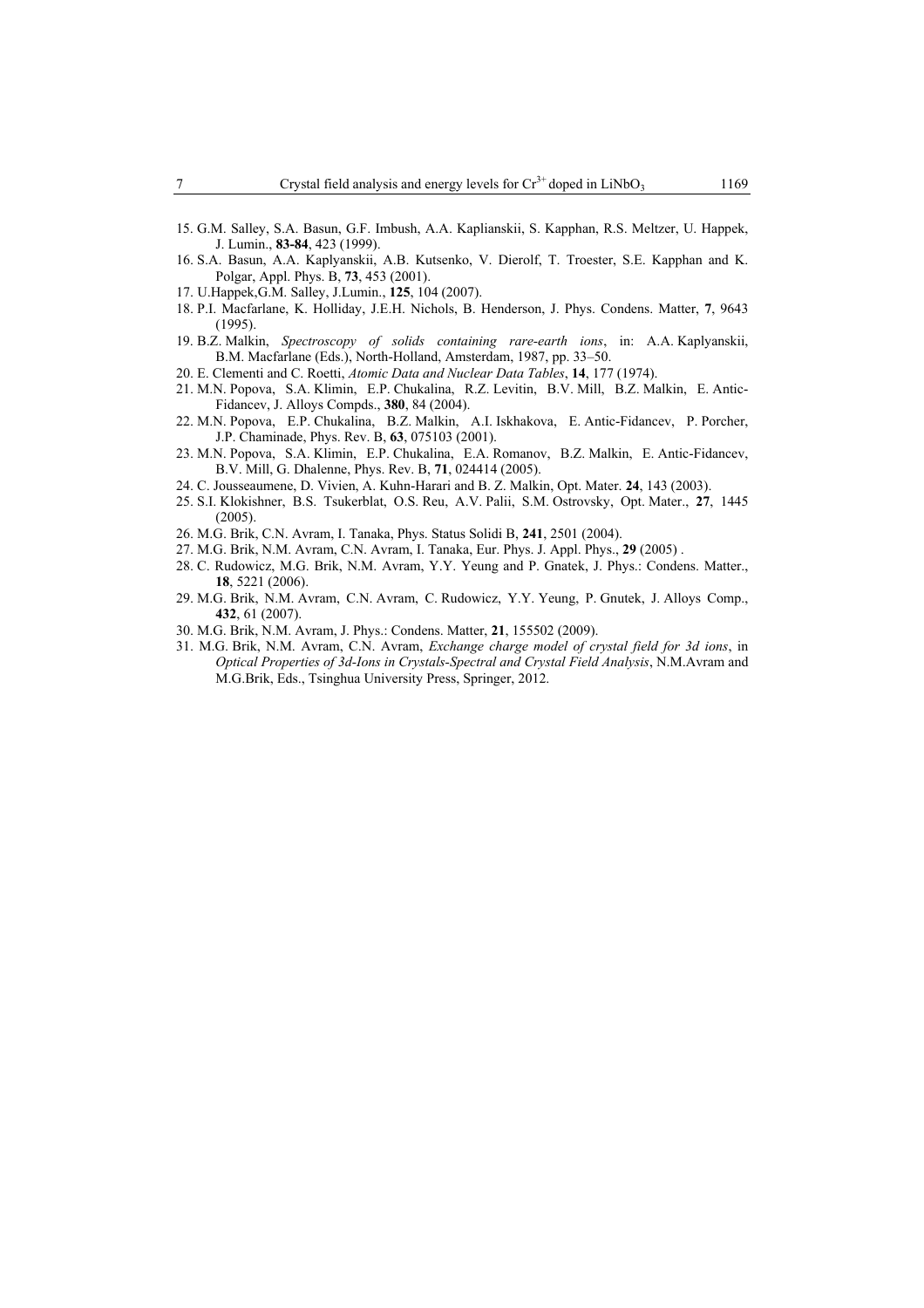15. G.M. Salley, S.A. Basun, G.F. Imbush, A.A. Kaplianskii, S. Kapphan, R.S. Meltzer, U. Happek, J. Lumin., **83-84**, 423 (1999).
16. S.A. Basun, A.A. Kaplyanskii, A.B. Kutsenko, V. Dierolf, T. Troester, S.E. Kapphan and K. Polgar, Appl. Phys. B, **73**, 453 (2001).
17. U.Happek,G.M. Salley, J.Lumin., **125**, 104 (2007).
18. P.I. Macfarlane, K. Holliday, J.E.H. Nichols, B. Henderson, J. Phys. Condens. Matter, **7**, 9643 (1995).
19. B.Z. Malkin, *Spectroscopy of solids containing rare-earth ions*, in: A.A. Kaplyanskii, B.M. Macfarlane (Eds.), North-Holland, Amsterdam, 1987, pp. 33–50.
20. E. Clementi and C. Roetti, *Atomic Data and Nuclear Data Tables*, **14**, 177 (1974).
21. M.N. Popova, S.A. Klimin, E.P. Chukalina, R.Z. Levitin, B.V. Mill, B.Z. Malkin, E. Antic-Fidancev, J. Alloys Compds., **380**, 84 (2004).
22. M.N. Popova, E.P. Chukalina, B.Z. Malkin, A.I. Iskhakova, E. Antic-Fidancev, P. Porcher, J.P. Chaminade, Phys. Rev. B, **63**, 075103 (2001).
23. M.N. Popova, S.A. Klimin, E.P. Chukalina, E.A. Romanov, B.Z. Malkin, E. Antic-Fidancev, B.V. Mill, G. Dhalenne, Phys. Rev. B, **71**, 024414 (2005).
24. C. Jousseaumene, D. Vivien, A. Kuhn-Harari and B. Z. Malkin, Opt. Mater. **24**, 143 (2003).
25. S.I. Klokishner, B.S. Tsukerblat, O.S. Reu, A.V. Palii, S.M. Ostrovsky, Opt. Mater., **27**, 1445 (2005).
26. M.G. Brik, C.N. Avram, I. Tanaka, Phys. Status Solidi B, **241**, 2501 (2004).
27. M.G. Brik, N.M. Avram, C.N. Avram, I. Tanaka, Eur. Phys. J. Appl. Phys., **29** (2005) .
28. C. Rudowicz, M.G. Brik, N.M. Avram, Y.Y. Yeung and P. Gnatek, J. Phys.: Condens. Matter., **18**, 5221 (2006).
29. M.G. Brik, N.M. Avram, C.N. Avram, C. Rudowicz, Y.Y. Yeung, P. Gnutek, J. Alloys Comp., **432**, 61 (2007).
30. M.G. Brik, N.M. Avram, J. Phys.: Condens. Matter, **21**, 155502 (2009).
31. M.G. Brik, N.M. Avram, C.N. Avram, *Exchange charge model of crystal field for 3d ions*, in *Optical Properties of 3d-Ions in Crystals-Spectral and Crystal Field Analysis*, N.M.Avram and M.G.Brik, Eds., Tsinghua University Press, Springer, 2012.